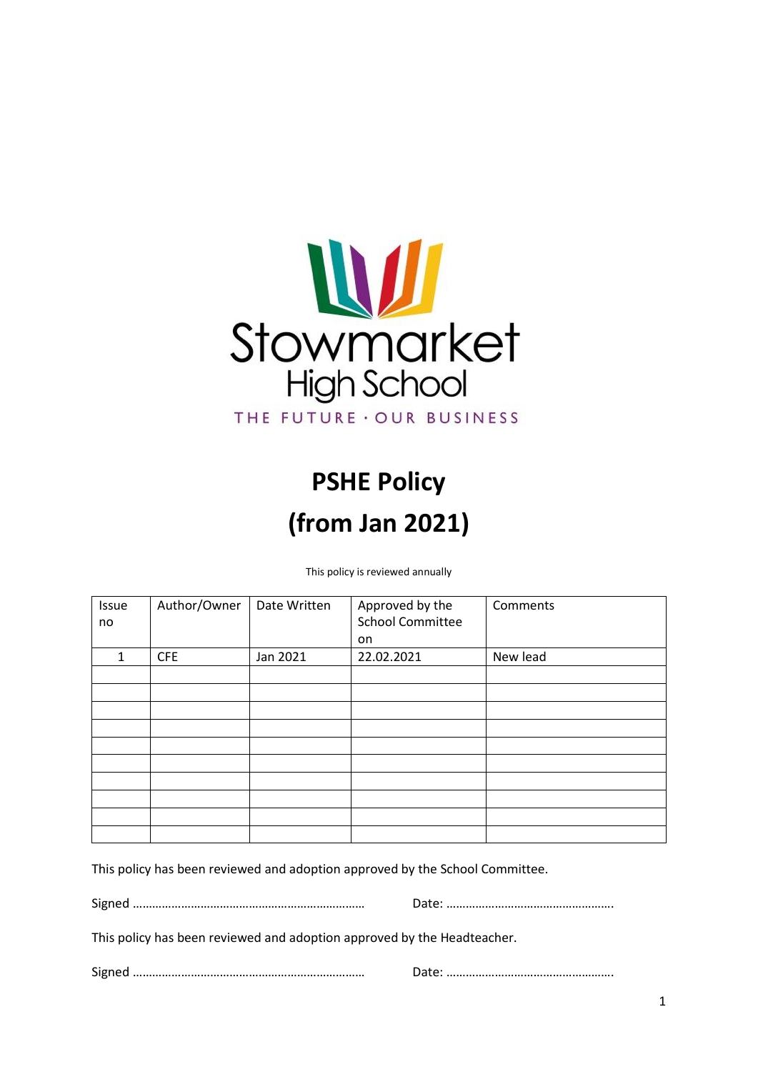Stowmarket
High School
THE FUTURE · OUR BUSINESS

# PSHE Policy
# (from Jan 2021)

This policy is reviewed annually

| Issue no | Author/Owner | Date Written | Approved by the School Committee on | Comments |
|---|---|---|---|---|
| 1 | CFE | Jan 2021 | 22.02.2021 | New lead |
| | | | | |
| | | | | |
| | | | | |
| | | | | |
| | | | | |
| | | | | |
| | | | | |
| | | | | |
| | | | | |
| | | | | |

This policy has been reviewed and adoption approved by the School Committee.

Signed ……………………………………………………………… Date: …………………………………………….

This policy has been reviewed and adoption approved by the Headteacher.

Signed ……………………………………………………………… Date: …………………………………………….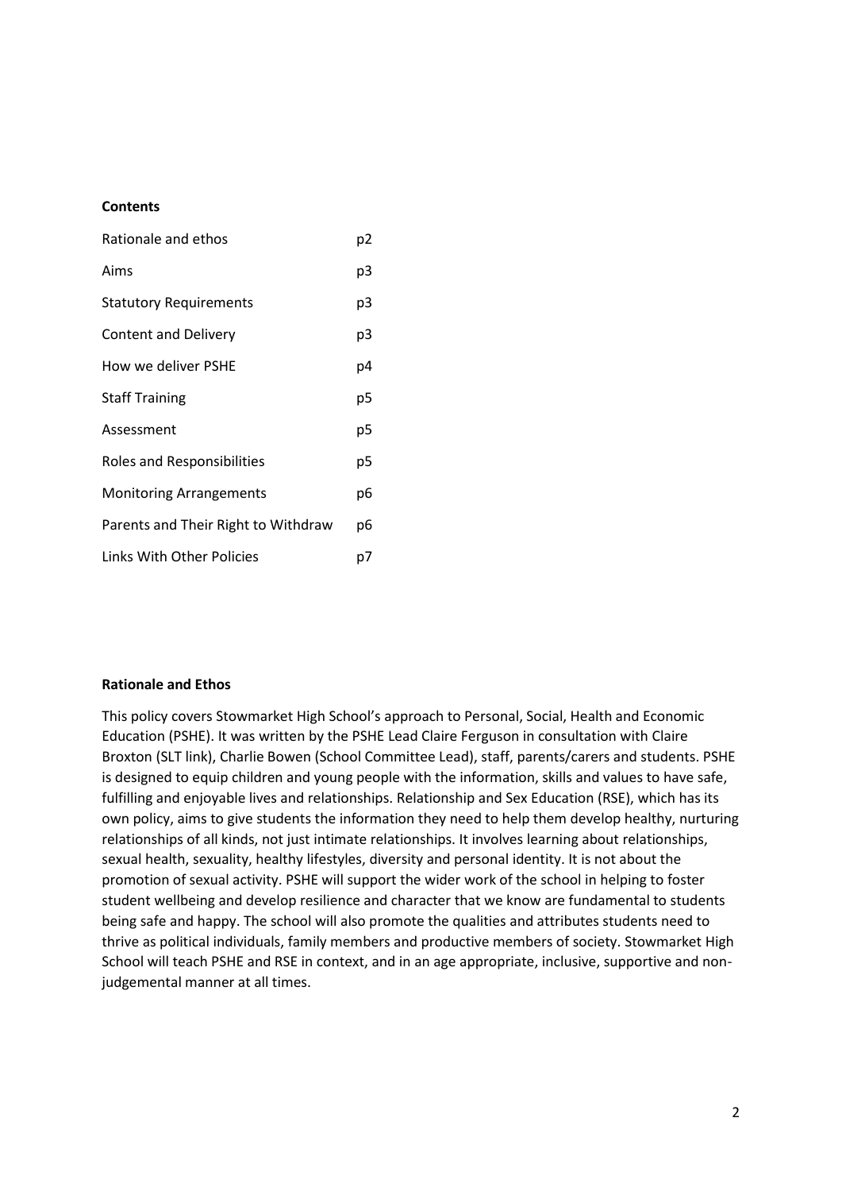**Contents**

| | |
|---|---|
| Rationale and ethos | p2 |
| Aims | p3 |
| Statutory Requirements | p3 |
| Content and Delivery | p3 |
| How we deliver PSHE | p4 |
| Staff Training | p5 |
| Assessment | p5 |
| Roles and Responsibilities | p5 |
| Monitoring Arrangements | p6 |
| Parents and Their Right to Withdraw | p6 |
| Links With Other Policies | p7 |

**Rationale and Ethos**

This policy covers Stowmarket High School's approach to Personal, Social, Health and Economic Education (PSHE). It was written by the PSHE Lead Claire Ferguson in consultation with Claire Broxton (SLT link), Charlie Bowen (School Committee Lead), staff, parents/carers and students. PSHE is designed to equip children and young people with the information, skills and values to have safe, fulfilling and enjoyable lives and relationships. Relationship and Sex Education (RSE), which has its own policy, aims to give students the information they need to help them develop healthy, nurturing relationships of all kinds, not just intimate relationships. It involves learning about relationships, sexual health, sexuality, healthy lifestyles, diversity and personal identity. It is not about the promotion of sexual activity. PSHE will support the wider work of the school in helping to foster student wellbeing and develop resilience and character that we know are fundamental to students being safe and happy. The school will also promote the qualities and attributes students need to thrive as political individuals, family members and productive members of society. Stowmarket High School will teach PSHE and RSE in context, and in an age appropriate, inclusive, supportive and non-judgemental manner at all times.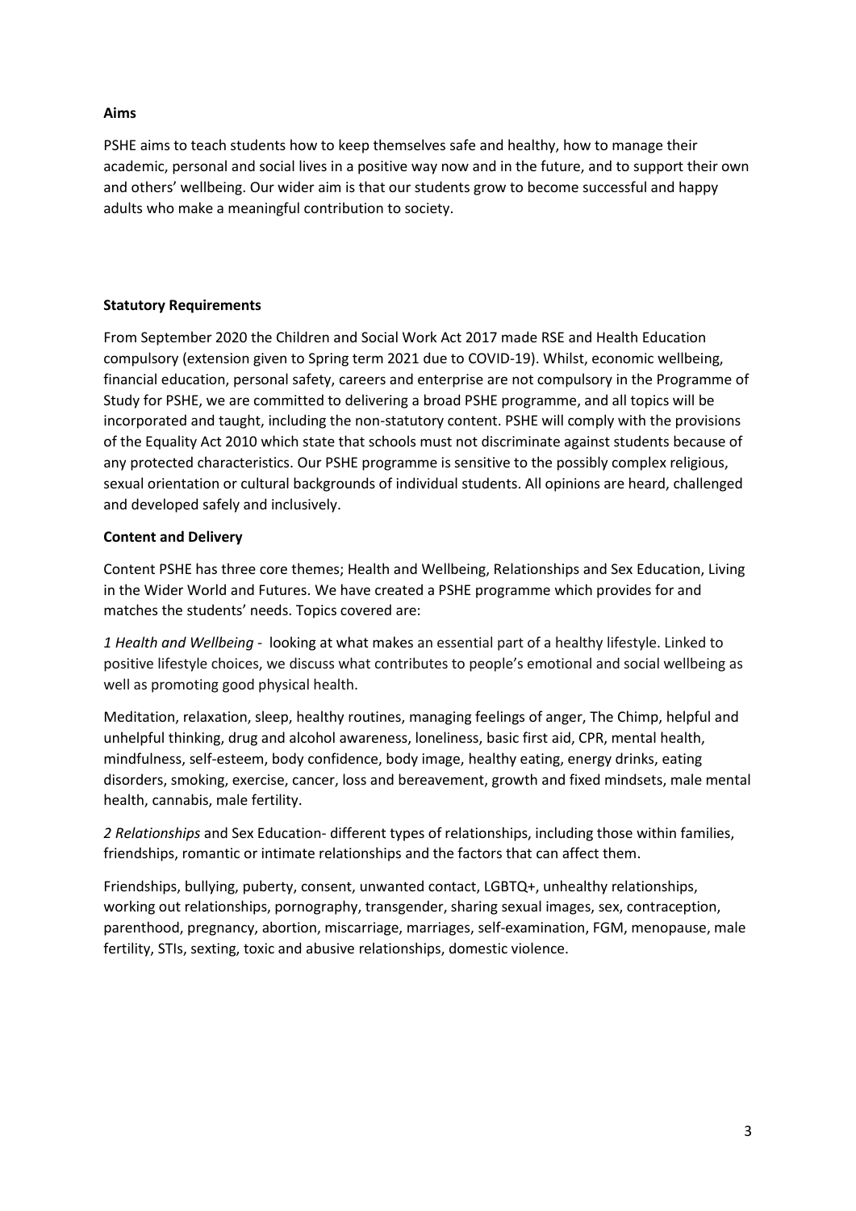**Aims**

PSHE aims to teach students how to keep themselves safe and healthy, how to manage their academic, personal and social lives in a positive way now and in the future, and to support their own and others' wellbeing. Our wider aim is that our students grow to become successful and happy adults who make a meaningful contribution to society.

**Statutory Requirements**

From September 2020 the Children and Social Work Act 2017 made RSE and Health Education compulsory (extension given to Spring term 2021 due to COVID-19). Whilst, economic wellbeing, financial education, personal safety, careers and enterprise are not compulsory in the Programme of Study for PSHE, we are committed to delivering a broad PSHE programme, and all topics will be incorporated and taught, including the non-statutory content. PSHE will comply with the provisions of the Equality Act 2010 which state that schools must not discriminate against students because of any protected characteristics. Our PSHE programme is sensitive to the possibly complex religious, sexual orientation or cultural backgrounds of individual students. All opinions are heard, challenged and developed safely and inclusively.

**Content and Delivery**

Content PSHE has three core themes; Health and Wellbeing, Relationships and Sex Education, Living in the Wider World and Futures. We have created a PSHE programme which provides for and matches the students' needs. Topics covered are:

*1 Health and Wellbeing* - looking at what makes an essential part of a healthy lifestyle. Linked to positive lifestyle choices, we discuss what contributes to people's emotional and social wellbeing as well as promoting good physical health.

Meditation, relaxation, sleep, healthy routines, managing feelings of anger, The Chimp, helpful and unhelpful thinking, drug and alcohol awareness, loneliness, basic first aid, CPR, mental health, mindfulness, self-esteem, body confidence, body image, healthy eating, energy drinks, eating disorders, smoking, exercise, cancer, loss and bereavement, growth and fixed mindsets, male mental health, cannabis, male fertility.

*2 Relationships* and Sex Education- different types of relationships, including those within families, friendships, romantic or intimate relationships and the factors that can affect them.

Friendships, bullying, puberty, consent, unwanted contact, LGBTQ+, unhealthy relationships, working out relationships, pornography, transgender, sharing sexual images, sex, contraception, parenthood, pregnancy, abortion, miscarriage, marriages, self-examination, FGM, menopause, male fertility, STIs, sexting, toxic and abusive relationships, domestic violence.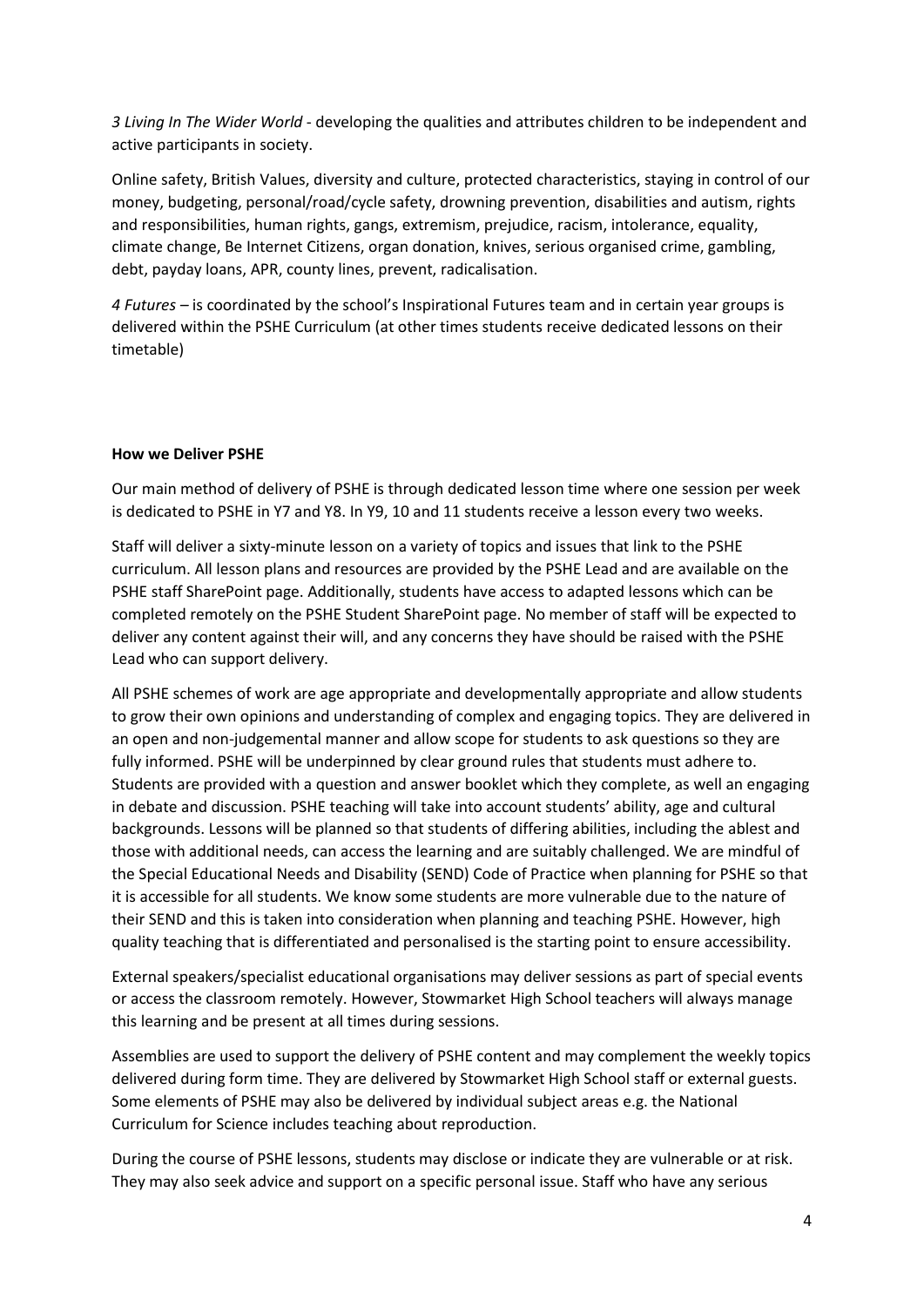*3 Living In The Wider World* - developing the qualities and attributes children to be independent and active participants in society.

Online safety, British Values, diversity and culture, protected characteristics, staying in control of our money, budgeting, personal/road/cycle safety, drowning prevention, disabilities and autism, rights and responsibilities, human rights, gangs, extremism, prejudice, racism, intolerance, equality, climate change, Be Internet Citizens, organ donation, knives, serious organised crime, gambling, debt, payday loans, APR, county lines, prevent, radicalisation.

*4 Futures* – is coordinated by the school's Inspirational Futures team and in certain year groups is delivered within the PSHE Curriculum (at other times students receive dedicated lessons on their timetable)

**How we Deliver PSHE**

Our main method of delivery of PSHE is through dedicated lesson time where one session per week is dedicated to PSHE in Y7 and Y8. In Y9, 10 and 11 students receive a lesson every two weeks.

Staff will deliver a sixty-minute lesson on a variety of topics and issues that link to the PSHE curriculum. All lesson plans and resources are provided by the PSHE Lead and are available on the PSHE staff SharePoint page. Additionally, students have access to adapted lessons which can be completed remotely on the PSHE Student SharePoint page. No member of staff will be expected to deliver any content against their will, and any concerns they have should be raised with the PSHE Lead who can support delivery.

All PSHE schemes of work are age appropriate and developmentally appropriate and allow students to grow their own opinions and understanding of complex and engaging topics. They are delivered in an open and non-judgemental manner and allow scope for students to ask questions so they are fully informed. PSHE will be underpinned by clear ground rules that students must adhere to. Students are provided with a question and answer booklet which they complete, as well an engaging in debate and discussion. PSHE teaching will take into account students' ability, age and cultural backgrounds. Lessons will be planned so that students of differing abilities, including the ablest and those with additional needs, can access the learning and are suitably challenged. We are mindful of the Special Educational Needs and Disability (SEND) Code of Practice when planning for PSHE so that it is accessible for all students. We know some students are more vulnerable due to the nature of their SEND and this is taken into consideration when planning and teaching PSHE. However, high quality teaching that is differentiated and personalised is the starting point to ensure accessibility.

External speakers/specialist educational organisations may deliver sessions as part of special events or access the classroom remotely. However, Stowmarket High School teachers will always manage this learning and be present at all times during sessions.

Assemblies are used to support the delivery of PSHE content and may complement the weekly topics delivered during form time. They are delivered by Stowmarket High School staff or external guests. Some elements of PSHE may also be delivered by individual subject areas e.g. the National Curriculum for Science includes teaching about reproduction.

During the course of PSHE lessons, students may disclose or indicate they are vulnerable or at risk. They may also seek advice and support on a specific personal issue. Staff who have any serious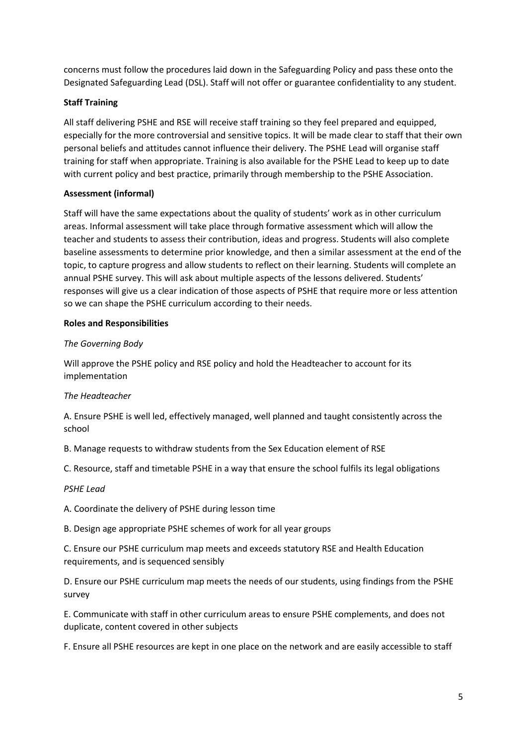concerns must follow the procedures laid down in the Safeguarding Policy and pass these onto the Designated Safeguarding Lead (DSL). Staff will not offer or guarantee confidentiality to any student.

**Staff Training**

All staff delivering PSHE and RSE will receive staff training so they feel prepared and equipped, especially for the more controversial and sensitive topics. It will be made clear to staff that their own personal beliefs and attitudes cannot influence their delivery. The PSHE Lead will organise staff training for staff when appropriate. Training is also available for the PSHE Lead to keep up to date with current policy and best practice, primarily through membership to the PSHE Association.

**Assessment (informal)**

Staff will have the same expectations about the quality of students' work as in other curriculum areas. Informal assessment will take place through formative assessment which will allow the teacher and students to assess their contribution, ideas and progress. Students will also complete baseline assessments to determine prior knowledge, and then a similar assessment at the end of the topic, to capture progress and allow students to reflect on their learning. Students will complete an annual PSHE survey. This will ask about multiple aspects of the lessons delivered. Students' responses will give us a clear indication of those aspects of PSHE that require more or less attention so we can shape the PSHE curriculum according to their needs.

**Roles and Responsibilities**

*The Governing Body*

Will approve the PSHE policy and RSE policy and hold the Headteacher to account for its implementation

*The Headteacher*

A. Ensure PSHE is well led, effectively managed, well planned and taught consistently across the school

B. Manage requests to withdraw students from the Sex Education element of RSE

C. Resource, staff and timetable PSHE in a way that ensure the school fulfils its legal obligations

*PSHE Lead*

A. Coordinate the delivery of PSHE during lesson time

B. Design age appropriate PSHE schemes of work for all year groups

C. Ensure our PSHE curriculum map meets and exceeds statutory RSE and Health Education requirements, and is sequenced sensibly

D. Ensure our PSHE curriculum map meets the needs of our students, using findings from the PSHE survey

E. Communicate with staff in other curriculum areas to ensure PSHE complements, and does not duplicate, content covered in other subjects

F. Ensure all PSHE resources are kept in one place on the network and are easily accessible to staff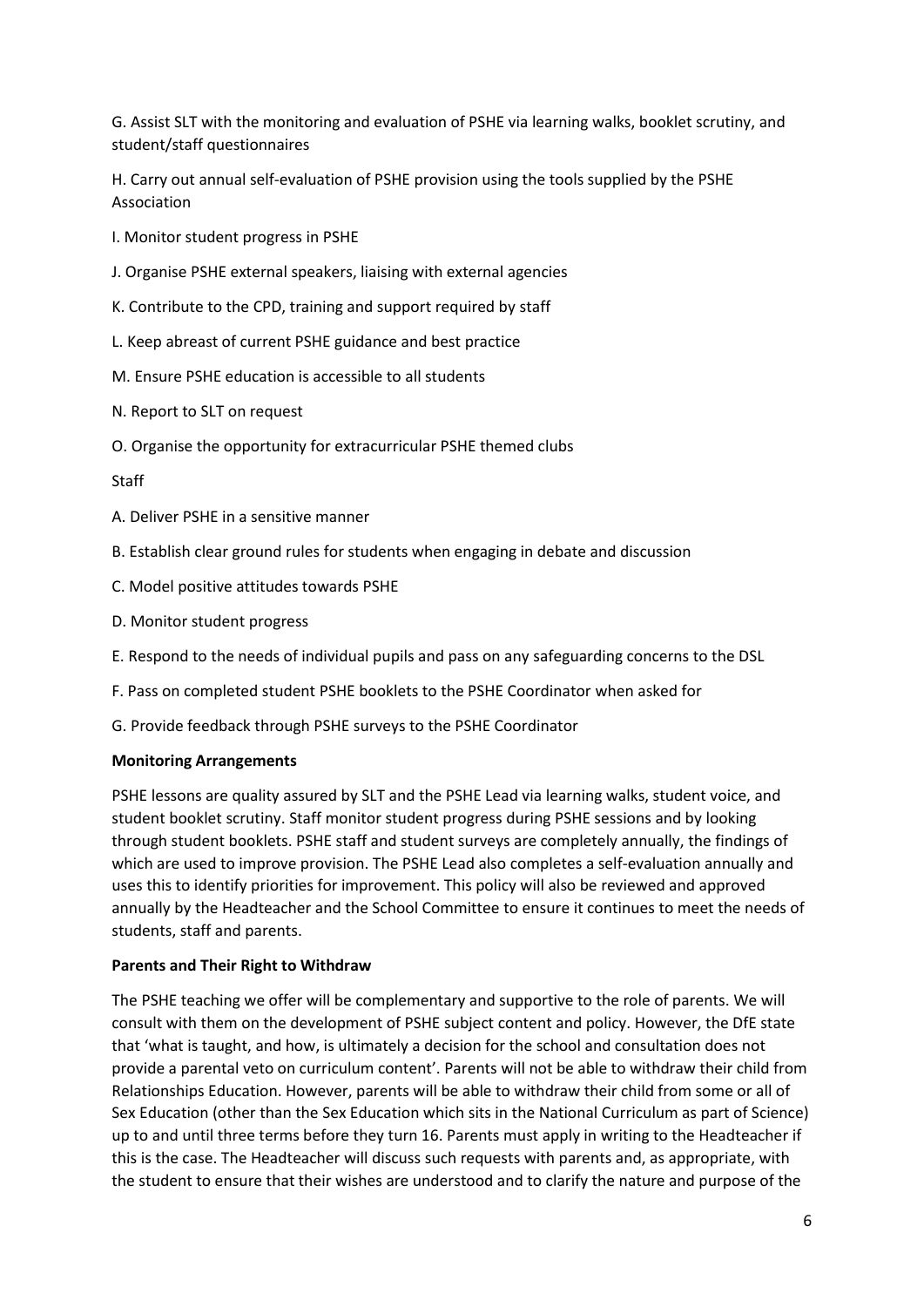G. Assist SLT with the monitoring and evaluation of PSHE via learning walks, booklet scrutiny, and student/staff questionnaires

H. Carry out annual self-evaluation of PSHE provision using the tools supplied by the PSHE Association

I. Monitor student progress in PSHE

J. Organise PSHE external speakers, liaising with external agencies

K. Contribute to the CPD, training and support required by staff

L. Keep abreast of current PSHE guidance and best practice

M. Ensure PSHE education is accessible to all students

N. Report to SLT on request

O. Organise the opportunity for extracurricular PSHE themed clubs

Staff

A. Deliver PSHE in a sensitive manner

B. Establish clear ground rules for students when engaging in debate and discussion

C. Model positive attitudes towards PSHE

D. Monitor student progress

E. Respond to the needs of individual pupils and pass on any safeguarding concerns to the DSL

F. Pass on completed student PSHE booklets to the PSHE Coordinator when asked for

G. Provide feedback through PSHE surveys to the PSHE Coordinator

**Monitoring Arrangements**

PSHE lessons are quality assured by SLT and the PSHE Lead via learning walks, student voice, and student booklet scrutiny. Staff monitor student progress during PSHE sessions and by looking through student booklets. PSHE staff and student surveys are completely annually, the findings of which are used to improve provision. The PSHE Lead also completes a self-evaluation annually and uses this to identify priorities for improvement. This policy will also be reviewed and approved annually by the Headteacher and the School Committee to ensure it continues to meet the needs of students, staff and parents.

**Parents and Their Right to Withdraw**

The PSHE teaching we offer will be complementary and supportive to the role of parents. We will consult with them on the development of PSHE subject content and policy. However, the DfE state that 'what is taught, and how, is ultimately a decision for the school and consultation does not provide a parental veto on curriculum content'. Parents will not be able to withdraw their child from Relationships Education. However, parents will be able to withdraw their child from some or all of Sex Education (other than the Sex Education which sits in the National Curriculum as part of Science) up to and until three terms before they turn 16. Parents must apply in writing to the Headteacher if this is the case. The Headteacher will discuss such requests with parents and, as appropriate, with the student to ensure that their wishes are understood and to clarify the nature and purpose of the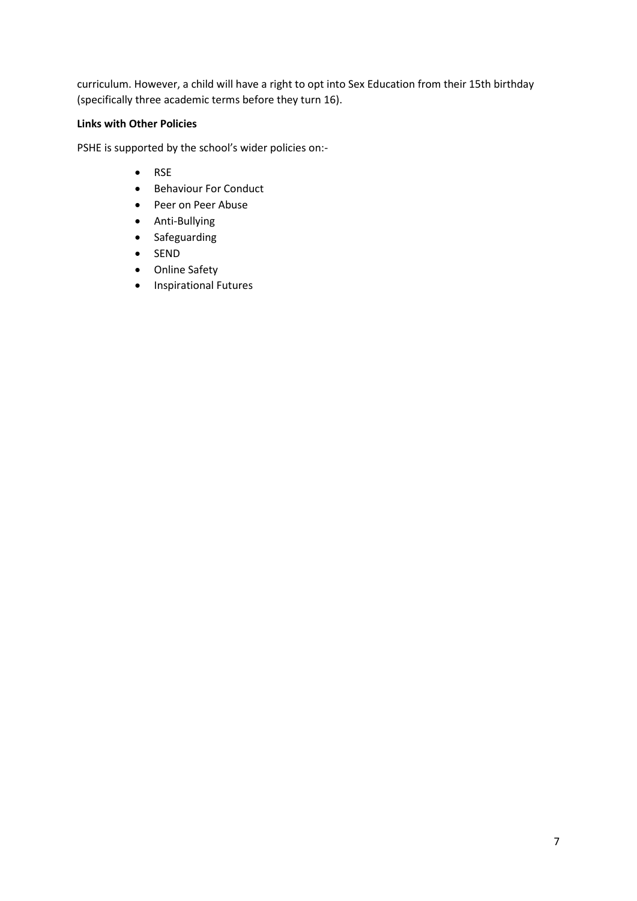curriculum. However, a child will have a right to opt into Sex Education from their 15th birthday (specifically three academic terms before they turn 16).

**Links with Other Policies**

PSHE is supported by the school's wider policies on:-

- RSE
- Behaviour For Conduct
- Peer on Peer Abuse
- Anti-Bullying
- Safeguarding
- SEND
- Online Safety
- Inspirational Futures